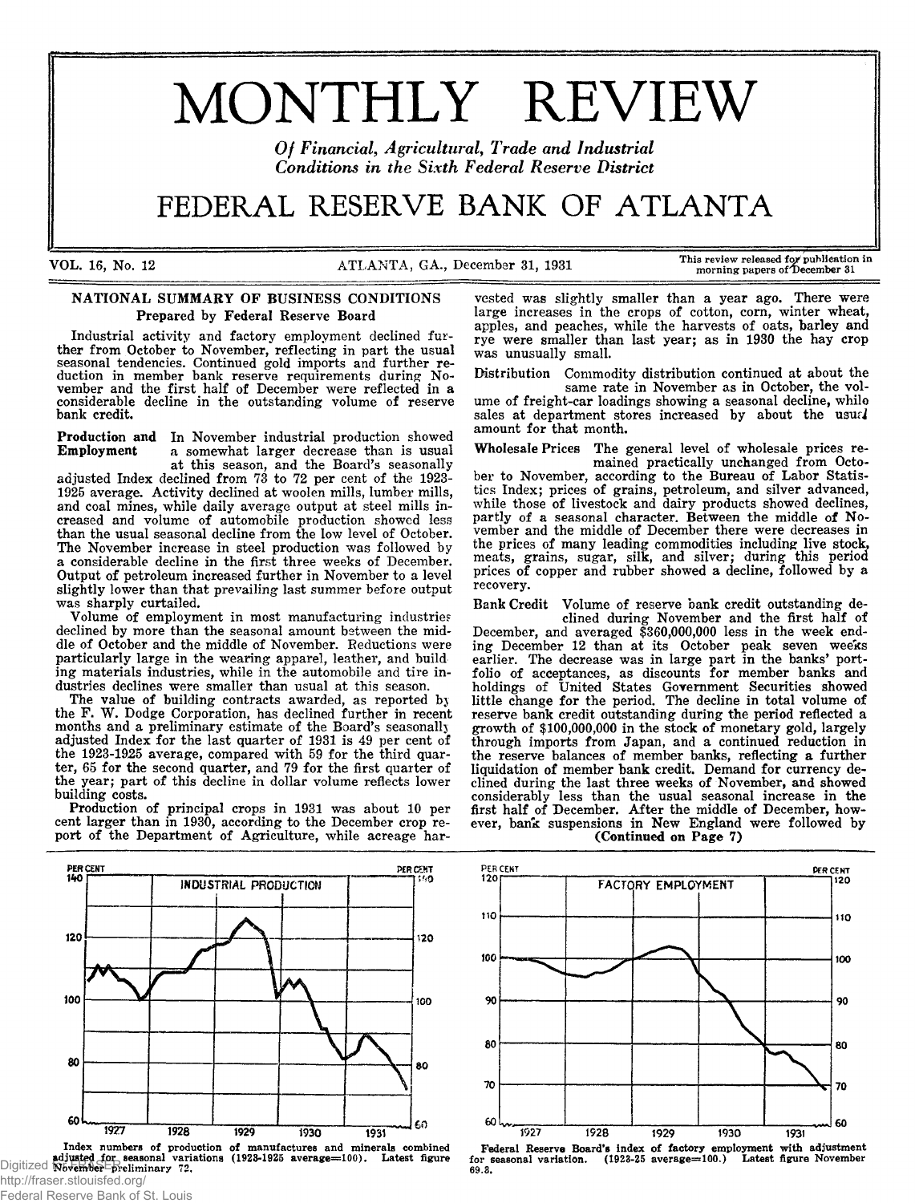# MONTHLY REVIEW

*Of Financial, Agricultural, Trade and Industrial Conditions in the Sixth Federal Reserve District*

# FEDERAL RESERVE BANK OF ATLANTA

VOL. 16, No. 12 — ATLANTA, GA., December 31, 1931 — This review released for publication in morning papers of December 31

## NATIONAL SUMMARY OF BUSINESS CONDITIONS

### Prepared by Federal Reserve Board

Industrial activity and factory employment declined further from October to November, reflecting in part the usual seasonal tendencies. Continued gold imports and further reduction in member bank reserve requirements during November and the first half of December were reflected in a considerable decline in the outstanding volume of reserve bank credit.

**Production and Employment** In November industrial production showed a somewhat larger decrease than is usual at this season, and the Board's seasonally adjusted Index declined from 73 to 72 per cent of the 1923-1925 average. Activity declined at woolen mills, lumber mills, and coal mines, while daily average output at steel mills increased and volume of automobile production showed less than the usual seasonal decline from the low level of October. The November increase in steel production was followed by a considerable decline in the first three weeks of December. Output of petroleum increased further in November to a level slightly lower than that prevailing last summer before output was sharply curtailed.

Volume of employment in most manufacturing industries declined by more than the seasonal amount between the middle of October and the middle of November. Reductions were particularly large in the wearing apparel, leather, and building materials industries, while in the automobile and tire industries declines were smaller than usual at this season.

The value of building contracts awarded, as reported by the F. W. Dodge Corporation, has declined further in recent months and a preliminary estimate of the Board's seasonally adjusted Index for the last quarter of 1931 is 49 per cent of the 1923-1925 average, compared with 59 for the third quarter, 65 for the second quarter, and 79 for the first quarter of the year; part of this decline in dollar volume reflects lower building costs.

Production of principal crops in 1931 was about 10 per cent larger than in 1930, according to the December crop report of the Department of Agriculture, while acreage harvested was slightly smaller than a year ago. There were large increases in the crops of cotton, corn, winter wheat, apples, and peaches, while the harvests of oats, barley and rye were smaller than last year; as in 1930 the hay crop was unusually small.

**Distribution** Commodity distribution continued at about the same rate in November as in October, the volume of freight-car loadings showing a seasonal decline, while sales at department stores increased by about the usual amount for that month.

**Wholesale Prices** The general level of wholesale prices remained practically unchanged from October to November, according to the Bureau of Labor Statistics Index; prices of grains, petroleum, and silver advanced, while those of livestock and dairy products showed declines, partly of a seasonal character. Between the middle of November and the middle of December there were decreases in the prices of many leading commodities including live stock, meats, grains, sugar, silk, and silver; during this period prices of copper and rubber showed a decline, followed by a recovery.

**Bank Credit** Volume of reserve bank credit outstanding declined during November and the first half of December, and averaged $360,000,000 less in the week ending December 12 than at its October peak seven weeks earlier. The decrease was in large part in the banks' portfolio of acceptances, as discounts for member banks and holdings of United States Government Securities showed little change for the period. The decline in total volume of reserve bank credit outstanding during the period reflected a growth of $100,000,000 in the stock of monetary gold, largely through imports from Japan, and a continued reduction in the reserve balances of member banks, reflecting a further liquidation of member bank credit. Demand for currency declined during the last three weeks of November, and showed considerably less than the usual seasonal increase in the first half of December. After the middle of December, however, bank suspensions in New England were followed by

**(Continued on Page 7)**

Index numbers of production of manufactures and minerals combined adjusted for seasonal variations (1923-1925 average=100). Latest figure November preliminary 72.

Federal Reserve Board's index of factory employment with adjustment for seasonal variation. (1923-25 average=100.) Latest figure November 69.8.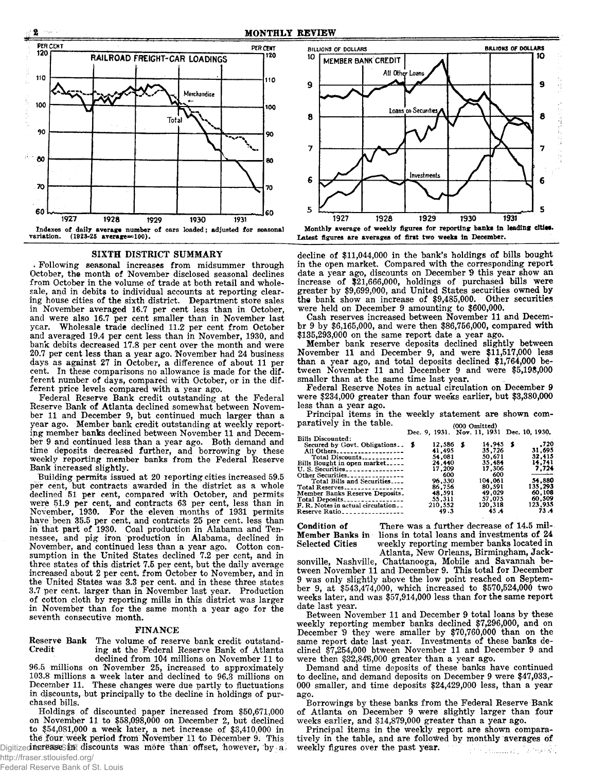Indexes of daily average number of cars loaded; adjusted for seasonal variation. (1923-25 average=100).

Monthly average of weekly figures for reporting banks in leading cities. Latest figures are averages of first two weeks in December.

## SIXTH DISTRICT SUMMARY

Following seasonal increases from midsummer through October, the month of November disclosed seasonal declines from October in the volume of trade at both retail and wholesale, and in debits to individual accounts at reporting clearing house cities of the sixth district. Department store sales in November averaged 16.7 per cent less than in October, and were also 16.7 per cent smaller than in November last year. Wholesale trade declined 11.2 per cent from October and averaged 19.4 per cent less than in November, 1930, and bank debits decreased 17.8 per cent over the month and were 20.7 per cent less than a year ago. November had 24 business days as against 27 in October, a difference of about 11 per cent. In these comparisons no allowance is made for the different number of days, compared with October, or in the different price levels compared with a year ago.

Federal Reserve Bank credit outstanding at the Federal Reserve Bank of Atlanta declined somewhat between November 11 and December 9, but continued much larger than a year ago. Member bank credit outstanding at weekly reporting member banks declined between November 11 and December 9 and continued less than a year ago. Both demand and time deposits decreased further, and borrowing by these weekly reporting member banks from the Federal Reserve Bank increased slightly.

Building permits issued at 20 reporting cities increased 59.5 per cent, but contracts awarded in the district as a whole declined 51 per cent, compared with October, and permits were 51.9 per cent, and contracts 63 per cent, less than in November, 1930. For the eleven months of 1931 permits have been 35.5 per cent, and contracts 25 per cent, less than in that part of 1930. Coal production in Alabama and Tennessee, and pig iron production in Alabama, declined in November, and continued less than a year ago. Cotton consumption in the United States declined 7.2 per cent, and in three states of this district 7.5 per cent, but the daily average increased about 2 per cent. from October to November, and in the United States was 3.3 per cent. and in these three states 3.7 per cent. larger than in November last year. Production of cotton cloth by reporting mills in this district was larger in November than for the same month a year ago for the seventh consecutive month.

## FINANCE

**Reserve Bank Credit** The volume of reserve bank credit outstanding at the Federal Reserve Bank of Atlanta declined from 104 millions on November 11 to 96.5 millions on November 25, increased to approximately 103.8 millions a week later and declined to 96.3 millions on December 11. These changes were due partly to fluctuations in discounts, but principally to the decline in holdings of purchased bills.

Holdings of discounted paper increased from $50,671,000 on November 11 to $58,098,000 on December 2, but declined to $54,081,000 a week later, a net increase of $3,410,000 in the four week period from November 11 to December 9. This increase in discounts was more than offset, however, by a decline of $11,044,000 in the bank's holdings of bills bought in the open market. Compared with the corresponding report date a year ago, discounts on December 9 this year show an increase of $21,666,000, holdings of purchased bills were greater by $9,699,000, and United States securities owned by the bank show an increase of $9,485,000. Other securities were held on December 9 amounting to $600,000.

Cash reserves increased between November 11 and December 9 by $6,165,000, and were then $86,756,000, compared with $135,293,000 on the same report date a year ago.

Member bank reserve deposits declined slightly between November 11 and December 9, and were $11,517,000 less than a year ago, and total deposits declined $1,764,000 between November 11 and December 9 and were $5,198,000 smaller than at the same time last year.

Federal Reserve Notes in actual circulation on December 9 were $234,000 greater than four weeks earlier, but $3,380,000 less than a year ago.

Principal items in the weekly statement are shown comparatively in the table.

(000 Omitted)

| | Dec. 9, 1931. | Nov. 11, 1931 | Dec. 10, 1930. |
|---|---|---|---|
| Bills Discounted: | | | |
| Secured by Govt. Obligations | $ 12,586 | $ 14,945 | $ ,720 |
| All Others | 41,495 | 35,726 | 31,695 |
| Total Discounts | 54,081 | 50,671 | 32,415 |
| Bills Bought in open market | 24,440 | 35,484 | 14,741 |
| U. S. Securities | 17,209 | 17,306 | 7,724 |
| Other Securities | 600 | 600 | |
| Total Bills and Securities | 96,330 | 104,061 | 54,880 |
| Total Reserves | 86,756 | 80,591 | 135,293 |
| Member Banks Reserve Deposits | 48,591 | 49,029 | 60,108 |
| Total Deposits | 55,311 | 57,075 | 60,509 |
| F. R. Notes in actual circulation | 210,552 | 120,318 | 123,935 |
| Reserve Ratio | 49.3 | 45.4 | 73.4 |

**Condition of Member Banks in Selected Cities** There was a further decrease of 14.5 millions in total loans and investments of 24 weekly reporting member banks located in Atlanta, New Orleans, Birmingham, Jacksonville, Nashville, Chattanooga, Mobile and Savannah between November 11 and December 9. This total for December 9 was only slightly above the low point reached on September 9, at $543,474,000, which increased to $570,524,000 two weeks later, and was $57,914,000 less than for the same report date last year.

Between November 11 and December 9 total loans by these weekly reporting member banks declined $7,296,000, and on December 9 they were smaller by $70,760,000 than on the same report date last year. Investments of these banks declined $7,254,000 btween November 11 and December 9 and were then $32,846,000 greater than a year ago.

Demand and time deposits of these banks have continued to decline, and demand deposits on December 9 were $47,033,000 smaller, and time deposits $24,429,000 less, than a year ago.

Borrowings by these banks from the Federal Reserve Bank of Atlanta on December 9 were slightly larger than four weeks earlier, and $14,879,000 greater than a year ago.

Principal items in the weekly report are shown comparatively in the table, and are followed by monthly averages of weekly figures over the past year.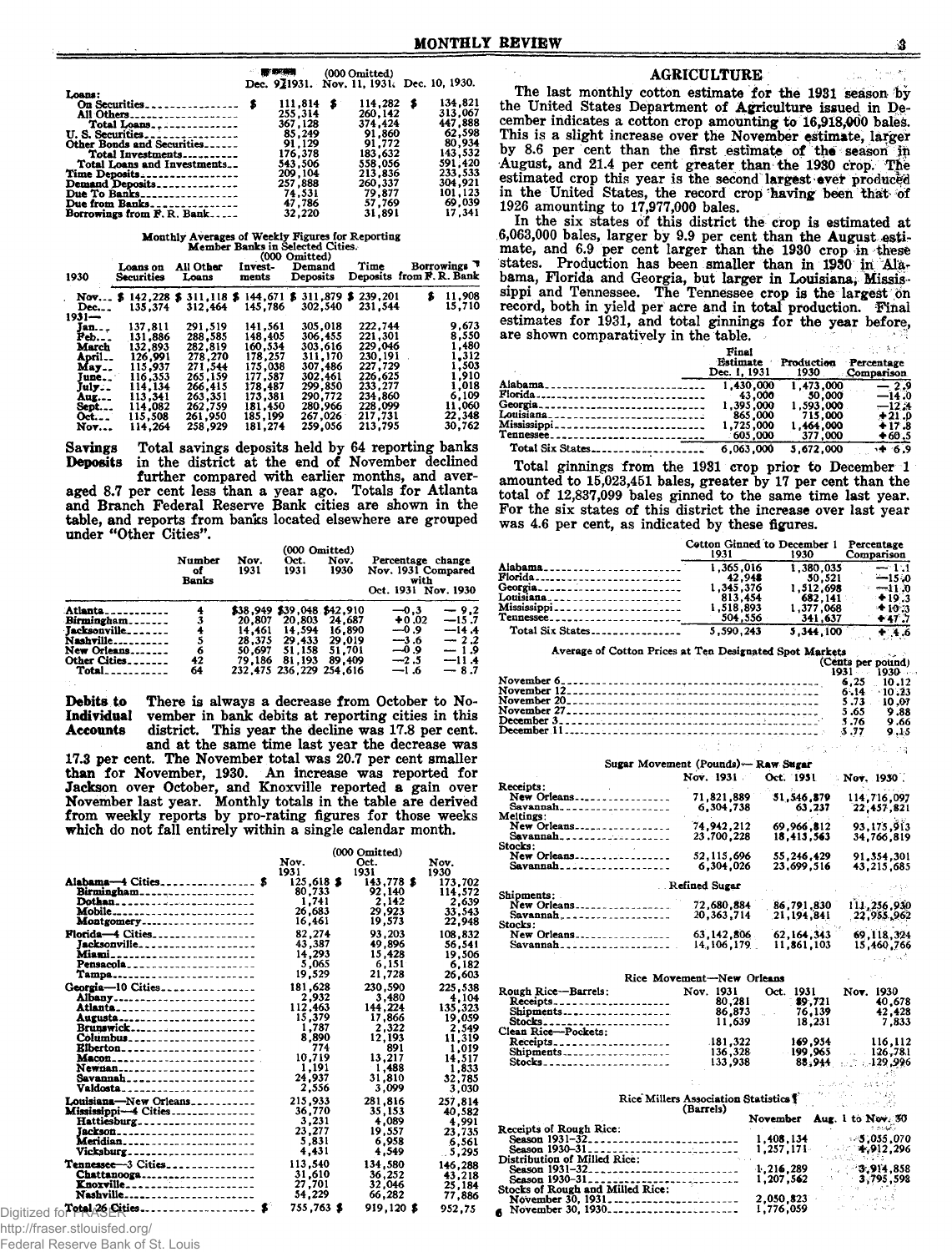| | (000 Omitted) | | |
|---|---|---|---|
| | Dec. 9, 1931. | Nov. 11, 1931. | Dec. 10, 1930. |
| Loans: | | | |
| On Securities | $ 111,814 | $ 114,282 | $ 134,821 |
| All Others | 255,314 | 260,142 | 313,067 |
| Total Loans | 367,128 | 374,424 | 447,888 |
| U. S. Securities | 85,249 | 91,860 | 62,598 |
| Other Bonds and Securities | 91,129 | 91,772 | 80,934 |
| Total Investments | 176,378 | 183,632 | 143,532 |
| Total Loans and Investments | 543,506 | 558,056 | 591,420 |
| Time Deposits | 209,104 | 213,836 | 233,533 |
| Demand Deposits | 257,888 | 260,337 | 304,921 |
| Due To Banks | 74,531 | 79,877 | 101,123 |
| Due from Banks | 47,786 | 57,769 | 69,039 |
| Borrowings from F. R. Bank | 32,220 | 31,891 | 17,341 |

Monthly Averages of Weekly Figures for Reporting Member Banks in Selected Cities. (000 Omitted)

| 1930 | Loans on Securities | All Other Loans | Investments | Demand Deposits | Time Deposits | Borrowings from F. R. Bank |
|---|---|---|---|---|---|---|
| Nov. | $ 142,228 | $ 311,118 | $ 144,671 | $ 311,879 | $ 239,201 | $ 11,908 |
| Dec. | 135,374 | 312,464 | 145,786 | 302,540 | 231,544 | 15,710 |
| 1931— | | | | | | |
| Jan. | 137,811 | 291,519 | 141,561 | 305,018 | 222,744 | 9,673 |
| Feb. | 131,886 | 288,585 | 148,405 | 306,455 | 221,301 | 8,550 |
| March | 132,893 | 282,819 | 160,534 | 303,616 | 229,046 | 1,480 |
| April | 126,991 | 278,270 | 178,257 | 311,170 | 230,191 | 1,312 |
| May | 115,937 | 271,544 | 175,038 | 307,486 | 227,729 | 1,503 |
| June | 116,353 | 265,159 | 177,587 | 302,461 | 226,625 | 1,910 |
| July | 114,134 | 266,415 | 178,487 | 299,850 | 233,277 | 1,018 |
| Aug. | 113,341 | 263,351 | 173,381 | 290,772 | 234,860 | 6,109 |
| Sept. | 114,082 | 262,759 | 181,450 | 280,966 | 228,099 | 11,060 |
| Oct. | 115,508 | 261,950 | 185,199 | 267,026 | 217,731 | 22,348 |
| Nov. | 114,264 | 258,929 | 181,274 | 259,056 | 213,795 | 30,762 |

**Savings Deposits** Total savings deposits held by 64 reporting banks in the district at the end of November declined further compared with earlier months, and averaged 8.7 per cent less than a year ago. Totals for Atlanta and Branch Federal Reserve Bank cities are shown in the table, and reports from banks located elsewhere are grouped under "Other Cities".

| | Number of Banks | Nov. 1931 | Oct. 1931 | Nov. 1930 | Percentage change Nov. 1931 Compared with Oct. 1931 | Nov. 1930 |
|---|---|---|---|---|---|---|
| | | (000 Omitted) | | | | |
| Atlanta | 4 | $38,949 | $39,048 | $42,910 | —0.3 | — 9.2 |
| Birmingham | 3 | 20,807 | 20,803 | 24,687 | +0.02 | —15.7 |
| Jacksonville | 4 | 14,461 | 14,594 | 16,890 | —0.9 | —14.4 |
| Nashville | 5 | 28,375 | 29,433 | 29,019 | —3.6 | — 2.2 |
| New Orleans | 6 | 50,697 | 51,158 | 51,701 | —0.9 | — 1.9 |
| Other Cities | 42 | 79,186 | 81,193 | 89,409 | —2.5 | —11.4 |
| Total | 64 | 232,475 | 236,229 | 254,616 | —1.6 | — 8.7 |

**Debits to Individual Accounts** There is always a decrease from October to November in bank debits at reporting cities in this district. This year the decline was 17.8 per cent. and at the same time last year the decrease was 17.3 per cent. The November total was 20.7 per cent smaller than for November, 1930. An increase was reported for Jackson over October, and Knoxville reported a gain over November last year. Monthly totals in the table are derived from weekly reports by pro-rating figures for those weeks which do not fall entirely within a single calendar month.

| | Nov. 1931 | Oct. 1931 | Nov. 1930 |
|---|---|---|---|
| | (000 Omitted) | | |
| Alabama—4 Cities | $ 125,618 | $ 143,778 | $ 173,702 |
| Birmingham | 80,733 | 92,140 | 114,572 |
| Dothan | 1,741 | 2,142 | 2,639 |
| Mobile | 26,683 | 29,923 | 33,543 |
| Montgomery | 16,461 | 19,573 | 22,948 |
| Florida—4 Cities | 82,274 | 93,203 | 108,832 |
| Jacksonville | 43,387 | 49,896 | 56,541 |
| Miami | 14,293 | 15,428 | 19,506 |
| Pensacola | 5,065 | 6,151 | 6,182 |
| Tampa | 19,529 | 21,728 | 26,603 |
| Georgia—10 Cities | 181,628 | 230,590 | 225,538 |
| Albany | 2,932 | 3,480 | 4,104 |
| Atlanta | 112,463 | 144,224 | 135,323 |
| Augusta | 15,379 | 17,866 | 19,059 |
| Brunswick | 1,787 | 2,322 | 2,549 |
| Columbus | 8,890 | 12,193 | 11,319 |
| Elberton | 774 | 891 | 1,019 |
| Macon | 10,719 | 13,217 | 14,517 |
| Newnan | 1,191 | 1,488 | 1,833 |
| Savannah | 24,937 | 31,810 | 32,785 |
| Valdosta | 2,556 | 3,099 | 3,030 |
| Louisiana—New Orleans | 215,933 | 281,816 | 257,814 |
| Mississippi—4 Cities | 36,770 | 35,153 | 40,582 |
| Hattiesburg | 3,231 | 4,089 | 4,991 |
| Jackson | 23,277 | 19,557 | 23,735 |
| Meridian | 5,831 | 6,958 | 6,561 |
| Vicksburg | 4,431 | 4,549 | 5,295 |
| Tennessee—3 Cities | 113,540 | 134,580 | 146,288 |
| Chattanooga | 31,610 | 36,252 | 43,218 |
| Knoxville | 27,701 | 32,046 | 25,184 |
| Nashville | 54,229 | 66,282 | 77,886 |
| Total 26 Cities | $ 755,763 | $ 919,120 | $ 952,75 |

## AGRICULTURE

The last monthly cotton estimate for the 1931 season by the United States Department of Agriculture issued in December indicates a cotton crop amounting to 16,918,000 bales. This is a slight increase over the November estimate, larger by 8.6 per cent than the first estimate of the season in August, and 21.4 per cent greater than the 1930 crop. The estimated crop this year is the second largest ever produced in the United States, the record crop having been that of 1926 amounting to 17,977,000 bales.

In the six states of this district the crop is estimated at 6,063,000 bales, larger by 9.9 per cent than the August estimate, and 6.9 per cent larger than the 1930 crop in these states. Production has been smaller than in 1930 in Alabama, Florida and Georgia, but larger in Louisiana, Mississippi and Tennessee. The Tennessee crop is the largest on record, both in yield per acre and in total production. Final estimates for 1931, and total ginnings for the year before, are shown comparatively in the table.

| | Final Estimate Dec. 1, 1931 | Production 1930 | Percentage Comparison |
|---|---|---|---|
| Alabama | 1,430,000 | 1,473,000 | — 2.9 |
| Florida | 43,000 | 50,000 | —14.0 |
| Georgia | 1,395,000 | 1,593,000 | —12.4 |
| Louisiana | 865,000 | 715,000 | +21.0 |
| Mississippi | 1,725,000 | 1,464,000 | +17.8 |
| Tennessee | 605,000 | 377,000 | +60.5 |
| Total Six States | 6,063,000 | 5,672,000 | + 6.9 |

Total ginnings from the 1931 crop prior to December 1 amounted to 15,023,451 bales, greater by 17 per cent than the total of 12,837,099 bales ginned to the same time last year. For the six states of this district the increase over last year was 4.6 per cent, as indicated by these figures.

| | Cotton Ginned to December 1 1931 | 1930 | Percentage Comparison |
|---|---|---|---|
| Alabama | 1,365,016 | 1,380,035 | — 1.1 |
| Florida | 42,948 | 50,521 | —15.0 |
| Georgia | 1,345,376 | 1,512,698 | —11.0 |
| Louisiana | 813,454 | 682,141 | +19.3 |
| Mississippi | 1,518,893 | 1,377,068 | +10.3 |
| Tennessee | 504,556 | 341,637 | +47.7 |
| Total Six States | 5,590,243 | 5,344,100 | + 4.6 |

Average of Cotton Prices at Ten Designated Spot Markets

| | 1931 (Cents per pound) | 1930 |
|---|---|---|
| November 6 | 6.25 | 10.12 |
| November 12 | 6.14 | 10.23 |
| November 20 | 5.73 | 10.07 |
| November 27 | 5.65 | 9.88 |
| December 3 | 5.76 | 9.66 |
| December 11 | 5.77 | 9.15 |

Sugar Movement (Pounds)—Raw Sugar

| | Nov. 1931 | Oct. 1931 | Nov. 1930 |
|---|---|---|---|
| Receipts: | | | |
| New Orleans | 71,821,889 | 51,546,879 | 114,716,097 |
| Savannah | 6,304,738 | 63,237 | 22,457,821 |
| Meltings: | | | |
| New Orleans | 74,942,212 | 69,966,812 | 93,175,913 |
| Savannah | 23,700,228 | 18,413,563 | 34,766,819 |
| Stocks: | | | |
| New Orleans | 52,115,696 | 55,246,429 | 91,354,301 |
| Savannah | 6,304,026 | 23,699,516 | 43,215,685 |
| **Refined Sugar** | | | |
| Shipments: | | | |
| New Orleans | 72,680,884 | 86,791,830 | 111,256,930 |
| Savannah | 20,363,714 | 21,194,841 | 22,955,962 |
| Stocks: | | | |
| New Orleans | 63,142,806 | 62,164,343 | 69,118,324 |
| Savannah | 14,106,179 | 11,861,103 | 15,460,766 |

Rice Movement—New Orleans

| | Nov. 1931 | Oct. 1931 | Nov. 1930 |
|---|---|---|---|
| Rough Rice—Barrels: | | | |
| Receipts | 80,281 | 89,721 | 40,678 |
| Shipments | 86,873 | 76,139 | 42,428 |
| Stocks | 11,639 | 18,231 | 7,833 |
| Clean Rice—Pockets: | | | |
| Receipts | 181,322 | 169,954 | 116,112 |
| Shipments | 136,328 | 199,965 | 126,781 |
| Stocks | 133,938 | 88,944 | 129,996 |

Rice Millers Association Statistics (Barrels)

| | November | Aug. 1 to Nov. 30 |
|---|---|---|
| Receipts of Rough Rice: | | |
| Season 1931-32 | 1,408,134 | 5,035,070 |
| Season 1930-31 | 1,257,171 | 4,912,296 |
| Distribution of Milled Rice: | | |
| Season 1931-32 | 1,216,289 | 3,914,858 |
| Season 1930-31 | 1,207,562 | 3,795,598 |
| Stocks of Rough and Milled Rice: | | |
| November 30, 1931 | 2,050,823 | |
| November 30, 1930 | 1,776,059 | |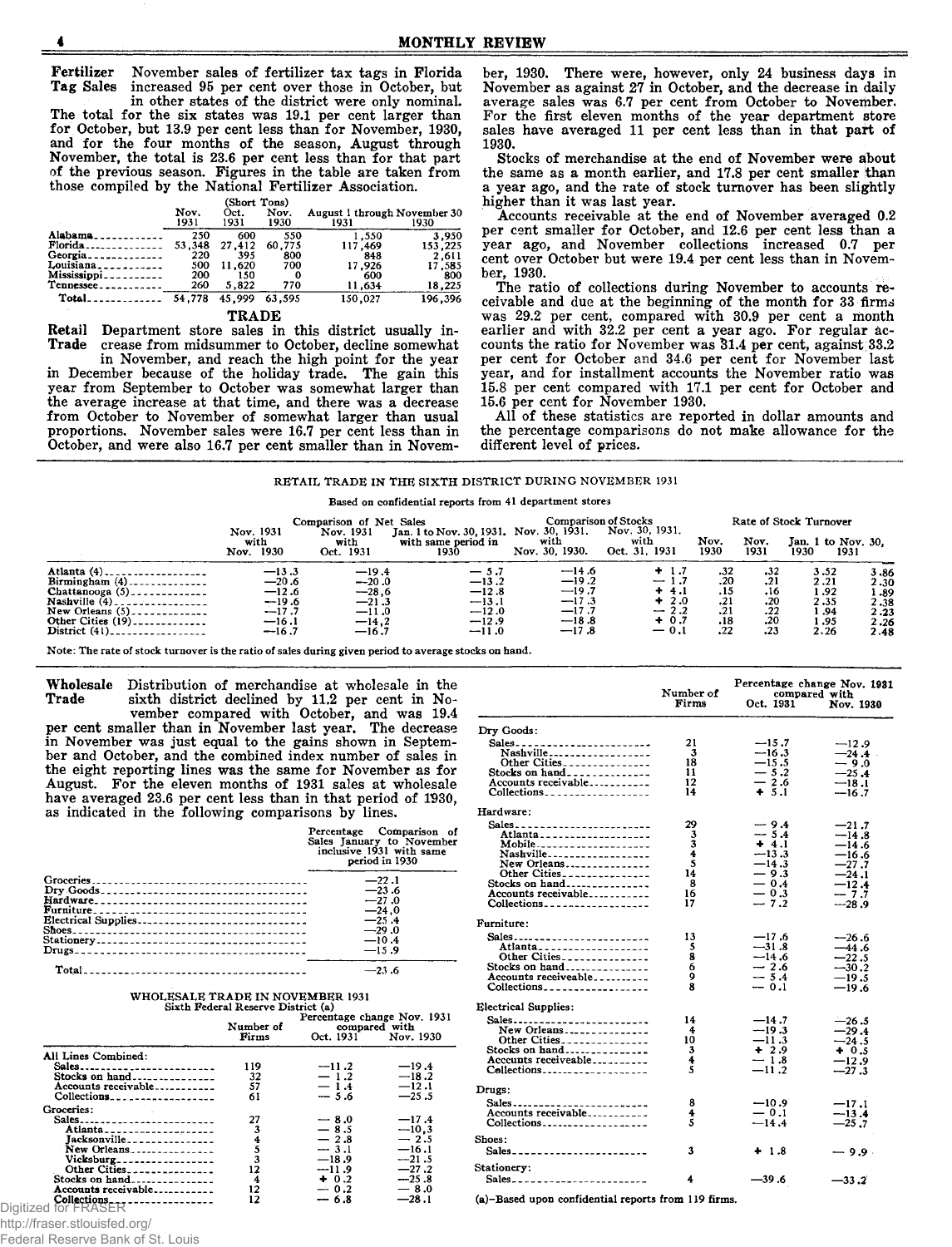**Fertilizer Tag Sales** November sales of fertilizer tax tags in Florida increased 95 per cent over those in October, but in other states of the district were only nominal. The total for the six states was 19.1 per cent larger than for October, but 13.9 per cent less than for November, 1930, and for the four months of the season, August through November, the total is 23.6 per cent less than for that part of the previous season. Figures in the table are taken from those compiled by the National Fertilizer Association.

(Short Tons)

| | Nov. 1931 | Oct. 1931 | Nov. 1930 | August 1 through November 30 1931 | 1930 |
|---|---|---|---|---|---|
| Alabama | 250 | 600 | 550 | 1,550 | 3,950 |
| Florida | 53,348 | 27,412 | 60,775 | 117,469 | 153,225 |
| Georgia | 220 | 395 | 800 | 848 | 2,611 |
| Louisiana | 500 | 11,620 | 700 | 17,926 | 17,585 |
| Mississippi | 200 | 150 | 0 | 600 | 800 |
| Tennessee | 260 | 5,822 | 770 | 11,634 | 18,225 |
| Total | 54,778 | 45,999 | 63,595 | 150,027 | 196,396 |

## TRADE

**Retail Trade** Department store sales in this district usually increase from midsummer to October, decline somewhat in November, and reach the high point for the year in December because of the holiday trade. The gain this year from September to October was somewhat larger than the average increase at that time, and there was a decrease from October to November of somewhat larger than usual proportions. November sales were 16.7 per cent less than in October, and were also 16.7 per cent smaller than in November, 1930. There were, however, only 24 business days in November as against 27 in October, and the decrease in daily average sales was 6.7 per cent from October to November. For the first eleven months of the year department store sales have averaged 11 per cent less than in that part of 1930.

Stocks of merchandise at the end of November were about the same as a month earlier, and 17.8 per cent smaller than a year ago, and the rate of stock turnover has been slightly higher than it was last year.

Accounts receivable at the end of November averaged 0.2 per cent smaller for October, and 12.6 per cent less than a year ago, and November collections increased 0.7 per cent over October but were 19.4 per cent less than in November, 1930.

The ratio of collections during November to accounts receivable and due at the beginning of the month for 33 firms was 29.2 per cent, compared with 30.9 per cent a month earlier and with 32.2 per cent a year ago. For regular accounts the ratio for November was 31.4 per cent, against 33.2 per cent for October and 34.6 per cent for November last year, and for installment accounts the November ratio was 15.8 per cent compared with 17.1 per cent for October and 15.6 per cent for November 1930.

All of these statistics are reported in dollar amounts and the percentage comparisons do not make allowance for the different level of prices.

RETAIL TRADE IN THE SIXTH DISTRICT DURING NOVEMBER 1931

Based on confidential reports from 41 department stores

| | Comparison of Net Sales | | | Comparison of Stocks | | Rate of Stock Turnover | | | |
|---|---|---|---|---|---|---|---|---|---|
| | Nov. 1931 with Nov. 1930 | Nov. 1931 with Oct. 1931 | Jan. 1 to Nov. 30, 1931, with same period in 1930 | Nov. 30, 1931, with Nov. 30, 1930. | Nov. 30, 1931, with Oct. 31, 1931 | Nov. 1930 | Nov. 1931 | Jan. 1 to Nov. 30, 1930 | 1931 |
| Atlanta (4) | —13.3 | —19.4 | — 5.7 | —14.6 | + 1.7 | .32 | .32 | 3.52 | 3.86 |
| Birmingham (4) | —20.6 | —20.0 | —13.2 | —19.2 | — 1.7 | .20 | .21 | 2.21 | 2.30 |
| Chattanooga (5) | —12.6 | —28.6 | —12.8 | —19.7 | + 4.1 | .15 | .16 | 1.92 | 1.89 |
| Nashville (4) | —19.6 | —21.3 | —13.1 | —17.3 | + 2.0 | .21 | .20 | 2.35 | 2.38 |
| New Orleans (5) | —17.7 | —11.0 | —12.0 | —17.7 | — 2.2 | .21 | .22 | 1.94 | 2.23 |
| Other Cities (19) | —16.1 | —14.2 | —12.9 | —18.8 | + 0.7 | .18 | .20 | 1.95 | 2.26 |
| District (41) | —16.7 | —16.7 | —11.0 | —17.8 | — 0.1 | .22 | .23 | 2.26 | 2.48 |

Note: The rate of stock turnover is the ratio of sales during given period to average stocks on hand.

**Wholesale Trade** Distribution of merchandise at wholesale in the sixth district declined by 11.2 per cent in November compared with October, and was 19.4 per cent smaller than in November last year. The decrease in November was just equal to the gains shown in September and October, and the combined index number of sales in the eight reporting lines was the same for November as for August. For the eleven months of 1931 sales at wholesale have averaged 23.6 per cent less than in that period of 1930, as indicated in the following comparisons by lines.

| | Percentage Comparison of Sales January to November inclusive 1931 with same period in 1930 |
|---|---|
| Groceries | —22.1 |
| Dry Goods | —23.6 |
| Hardware | —27.0 |
| Furniture | —24.0 |
| Electrical Supplies | —25.4 |
| Shoes | —29.0 |
| Stationery | —10.4 |
| Drugs | —15.9 |
| Total | —23.6 |

WHOLESALE TRADE IN NOVEMBER 1931
Sixth Federal Reserve District (a)

| | Number of Firms | Percentage change Nov. 1931 compared with Oct. 1931 | Nov. 1930 |
|---|---|---|---|
| **All Lines Combined:** | | | |
| Sales | 119 | —11.2 | —19.4 |
| Stocks on hand | 32 | — 1.2 | —18.2 |
| Accounts receivable | 57 | — 1.4 | —12.1 |
| Collections | 61 | — 5.6 | —25.5 |
| **Groceries:** | | | |
| Sales | 27 | — 8.0 | —17.4 |
| Atlanta | 3 | — 8.5 | —10.3 |
| Jacksonville | 4 | — 2.8 | — 2.5 |
| New Orleans | 5 | — 3.1 | —16.1 |
| Vicksburg | 3 | —18.9 | —21.5 |
| Other Cities | 12 | —11.9 | —27.2 |
| Stocks on hand | 4 | + 0.2 | —25.8 |
| Accounts receivable | 12 | — 0.2 | — 8.0 |
| Collections | 12 | — 6.8 | —28.1 |
| **Dry Goods:** | | | |
| Sales | 21 | —15.7 | —12.9 |
| Nashville | 3 | —16.3 | —24.4 |
| Other Cities | 18 | —15.5 | — 9.0 |
| Stocks on hand | 11 | — 5.2 | —25.4 |
| Accounts receivable | 12 | — 2.6 | —18.1 |
| Collections | 14 | + 5.1 | —16.7 |
| **Hardware:** | | | |
| Sales | 29 | — 9.4 | —21.7 |
| Atlanta | 3 | — 5.4 | —14.8 |
| Mobile | 3 | + 4.1 | —14.6 |
| Nashville | 4 | —13.3 | —16.6 |
| New Orleans | 5 | —14.3 | —27.7 |
| Other Cities | 14 | — 9.3 | —24.1 |
| Stocks on hand | 8 | — 0.4 | —12.4 |
| Accounts receivable | 16 | — 0.3 | — 7.7 |
| Collections | 17 | — 7.2 | —28.9 |
| **Furniture:** | | | |
| Sales | 13 | —17.6 | —26.6 |
| Atlanta | 5 | —31.8 | —44.6 |
| Other Cities | 8 | —14.6 | —22.5 |
| Stocks on hand | 6 | — 2.6 | —30.2 |
| Accounts receivable | 9 | — 5.4 | —19.5 |
| Collections | 8 | — 0.1 | —19.6 |
| **Electrical Supplies:** | | | |
| Sales | 14 | —14.7 | —26.5 |
| New Orleans | 4 | —19.3 | —29.4 |
| Other Cities | 10 | —11.3 | —24.5 |
| Stocks on hand | 3 | + 2.9 | + 0.5 |
| Accounts receivable | 4 | — 1.8 | —12.9 |
| Collections | 5 | —11.2 | —27.3 |
| **Drugs:** | | | |
| Sales | 8 | —10.9 | —17.1 |
| Accounts receivable | 4 | — 0.1 | —13.4 |
| Collections | 5 | —14.4 | —25.7 |
| **Shoes:** | | | |
| Sales | 3 | + 1.8 | — 9.9 |
| **Stationery:** | | | |
| Sales | 4 | —39.6 | —33.2 |

(a)—Based upon confidential reports from 119 firms.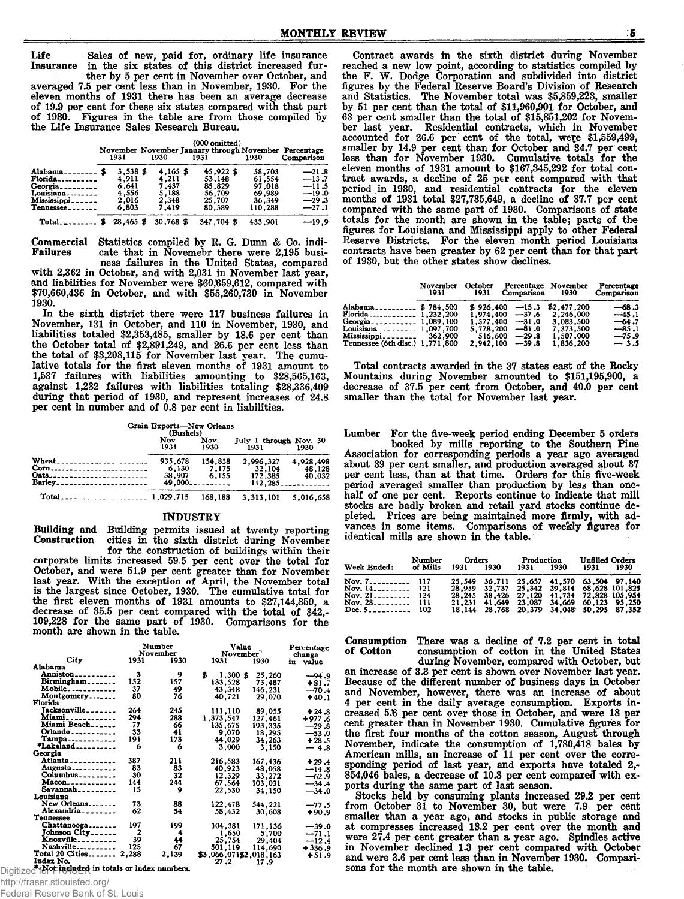**Life Insurance** Sales of new, paid for, ordinary life insurance in the six states of this district increased further by 5 per cent in November over October, and averaged 7.5 per cent less than in November, 1930. For the eleven months of 1931 there has been an average decrease of 19.9 per cent for these six states compared with that part of 1930. Figures in the table are from those compiled by the Life Insurance Sales Research Bureau.

(000 omitted)

| | November 1931 | November 1930 | January through November 1931 | 1930 | Percentage Comparison |
|---|---|---|---|---|---|
| Alabama | $ 3,538 | $ 4,165 | $ 45,922 | $ 58,703 | —21.8 |
| Florida | 4,911 | 4,211 | 53,148 | 61,554 | —13.7 |
| Georgia | 6,641 | 7,437 | 85,829 | 97,018 | —11.5 |
| Louisiana | 4,556 | 5,188 | 56,709 | 69,989 | —19.0 |
| Mississippi | 2,016 | 2,348 | 25,707 | 36,349 | —29.3 |
| Tennessee | 6,803 | 7,419 | 80,389 | 110,288 | —27.1 |
| Total | $ 28,465 | $ 30,768 | $ 347,704 | $ 433,901 | —19.9 |

**Commercial Failures** Statistics compiled by R. G. Dunn & Co. indicate that in Novemebr there were 2,195 business failures in the United States, compared with 2,362 in October, and with 2,031 in November last year, and liabilities for November were $60,659,612, compared with $70,660,436 in October, and with $55,260,730 in November 1930.

In the sixth district there were 117 business failures in November, 131 in October, and 110 in November, 1930, and liabilities totaled $2,353,485, smaller by 18.6 per cent than the October total of $2,891,249, and 26.6 per cent less than the total of $3,208,115 for November last year. The cumulative totals for the first eleven months of 1931 amount to 1,537 failures with liabilities amounting to $28,565,163, against 1,232 failures with liabilities totaling $28,336,409 during that period of 1930, and represent increases of 24.8 per cent in number and of 0.8 per cent in liabilities.

Grain Exports—New Orleans (Bushels)

| | Nov. 1931 | Nov. 1930 | July 1 through Nov. 30 1931 | 1930 |
|---|---|---|---|---|
| Wheat | 935,678 | 154,858 | 2,996,327 | 4,928,498 |
| Corn | 6,130 | 7,175 | 32,104 | 48,128 |
| Oats | 38,907 | 6,155 | 172,385 | 40,032 |
| Barley | 49,000 | ——— | 112,285 | ——— |
| Total | 1,029,715 | 168,188 | 3,313,101 | 5,016,658 |

## INDUSTRY

**Building and Construction** Building permits issued at twenty reporting cities in the sixth district during November for the construction of buildings within their corporate limits increased 59.5 per cent over the total for October, and were 51.9 per cent greater than for November last year. With the exception of April, the November total is the largest since October, 1930. The cumulative total for the first eleven months of 1931 amounts to $27,144,850, a decrease of 35.5 per cent compared with the total of $42,109,228 for the same part of 1930. Comparisons for the month are shown in the table.

| City | Number November 1931 | 1930 | Value November 1931 | 1930 | Percentage change in value |
|---|---|---|---|---|---|
| **Alabama** | | | | | |
| Anniston | 3 | 9 | $ 1,300 | $ 25,260 | —94.9 |
| Birmingham | 152 | 157 | 133,528 | 73,487 | +81.7 |
| Mobile | 37 | 49 | 43,348 | 146,231 | —70.4 |
| Montgomery | 80 | 76 | 40,721 | 29,070 | +40.1 |
| **Florida** | | | | | |
| Jacksonville | 264 | 245 | 111,110 | 89,055 | +24.8 |
| Miami | 294 | 288 | 1,373,547 | 127,461 | +977.6 |
| Miami Beach | 77 | 66 | 135,675 | 193,335 | —29.8 |
| Orlando | 33 | 41 | 9,070 | 18,295 | —53.0 |
| Tampa | 191 | 173 | 44,029 | 34,263 | +28.5 |
| *Lakeland | 6 | 6 | 3,000 | 3,150 | — 4.8 |
| **Georgia** | | | | | |
| Atlanta | 387 | 211 | 216,583 | 167,436 | +29.4 |
| Augusta | 83 | 83 | 40,923 | 48,058 | —14.8 |
| Columbus | 30 | 32 | 12,329 | 33,272 | —62.9 |
| Macon | 144 | 244 | 67,564 | 103,031 | —34.4 |
| Savannah | 15 | 9 | 22,530 | 34,150 | —34.0 |
| **Louisiana** | | | | | |
| New Orleans | 73 | 88 | 122,478 | 544,221 | —77.5 |
| Alexandria | 62 | 54 | 58,432 | 30,608 | +90.9 |
| **Tennessee** | | | | | |
| Chattanooga | 197 | 199 | 104,381 | 171,136 | —39.0 |
| Johnson City | 2 | 4 | 1,650 | 5,700 | —71.1 |
| Knoxville | 39 | 44 | 25,754 | 29,404 | —12.4 |
| Nashville | 125 | 67 | 501,119 | 114,690 | +336.9 |
| Total 20 Cities | 2,288 | 2,139 | $3,066,071 | $2,018,163 | +51.9 |
| Index No. | | | 27.2 | 17.9 | |

*Not included in totals or index numbers.

Contract awards in the sixth district during November reached a new low point, according to statistics compiled by the F. W. Dodge Corporation and subdivided into district figures by the Federal Reserve Board's Division of Research and Statistics. The November total was $5,859,223, smaller by 51 per cent than the total of $11,960,901 for October, and 63 per cent smaller than the total of $15,851,202 for November last year. Residential contracts, which in November accounted for 26.6 per cent of the total, were $1,559,499, smaller by 14.9 per cent than for October and 34.7 per cent less than for November 1930. Cumulative totals for the eleven months of 1931 amount to $167,345,292 for total contract awards, a decline of 25 per cent compared with that period in 1930, and residential contracts for the eleven months of 1931 total $27,735,649, a decline of 37.7 per cent compared with the same part of 1930. Comparisons of state totals for the month are shown in the table; parts of the figures for Louisiana and Mississippi apply to other Federal Reserve Districts. For the eleven month period Louisiana contracts have been greater by 62 per cent than for that part of 1930, but the other states show declines.

| | November 1931 | October 1931 | Percentage Comparison | November 1930 | Percentage Comparison |
|---|---|---|---|---|---|
| Alabama | $ 784,500 | $ 926,400 | —15.3 | $2,477,200 | —68.3 |
| Florida | 1,232,200 | 1,974,400 | —37.6 | 2,246,000 | —45.1 |
| Georgia | 1,089,100 | 1,577,400 | —31.0 | 3,083,500 | —64.7 |
| Louisiana | 1,097,700 | 5,778,200 | —81.0 | 7,373,500 | —85.1 |
| Mississippi | 362,900 | 516,600 | —29.8 | 1,507,000 | —75.9 |
| Tennessee (6th dist.) | 1,771,800 | 2,942,100 | —39.8 | 1,836,200 | — 3.5 |

Total contracts awarded in the 37 states east of the Rocky Mountains during November amounted to $151,195,900, a decrease of 37.5 per cent from October, and 40.0 per cent smaller than the total for November last year.

**Lumber** For the five-week period ending December 5 orders booked by mills reporting to the Southern Pine Association for corresponding periods a year ago averaged about 39 per cent smaller, and production averaged about 37 per cent less, than at that time. Orders for this five-week period averaged smaller than production by less than one-half of one per cent. Reports continue to indicate that mill stocks are badly broken and retail yard stocks continue depleted. Prices are being maintained more firmly, with advances in some items. Comparisons of weekly figures for identical mills are shown in the table.

| Week Ended: | Number of Mills | Orders 1931 | 1930 | Production 1931 | 1930 | Unfilled Orders 1931 | 1930 |
|---|---|---|---|---|---|---|---|
| Nov. 7 | 117 | 25,549 | 36,711 | 25,657 | 41,570 | 63,504 | 97,140 |
| Nov. 14 | 121 | 28,959 | 32,737 | 25,342 | 39,814 | 68,628 | 101,825 |
| Nov. 21 | 124 | 28,245 | 38,426 | 27,120 | 41,734 | 72,828 | 105,954 |
| Nov. 28 | 111 | 21,231 | 41,649 | 23,087 | 34,669 | 60,123 | 95,250 |
| Dec. 5 | 102 | 18,144 | 28,768 | 20,379 | 34,048 | 50,295 | 87,352 |

**Consumption of Cotton** There was a decline of 7.2 per cent in total consumption of cotton in the United States during November, compared with October, but an increase of 3.3 per cent is shown over November last year. Because of the different number of business days in October and November, however, there was an increase of about 4 per cent in the daily average consumption. Exports increased 5.6 per cent over those in October, and were 18 per cent greater than in November 1930. Cumulative figures for the first four months of the cotton season, August through November, indicate the consumption of 1,780,418 bales by American mills, an increase of 11 per cent over the corresponding period of last year, and exports have totaled 2,854,046 bales, a decrease of 10.3 per cent compared with exports during the same part of last season.

Stocks held by consuming plants increased 29.2 per cent from October 31 to November 30, but were 7.9 per cent smaller than a year ago, and stocks in public storage and at compresses increased 13.2 per cent over the month and were 27.4 per cent greater than a year ago. Spindles active in November declined 1.3 per cent compared with October and were 3.6 per cent less than in November 1930. Comparisons for the month are shown in the table.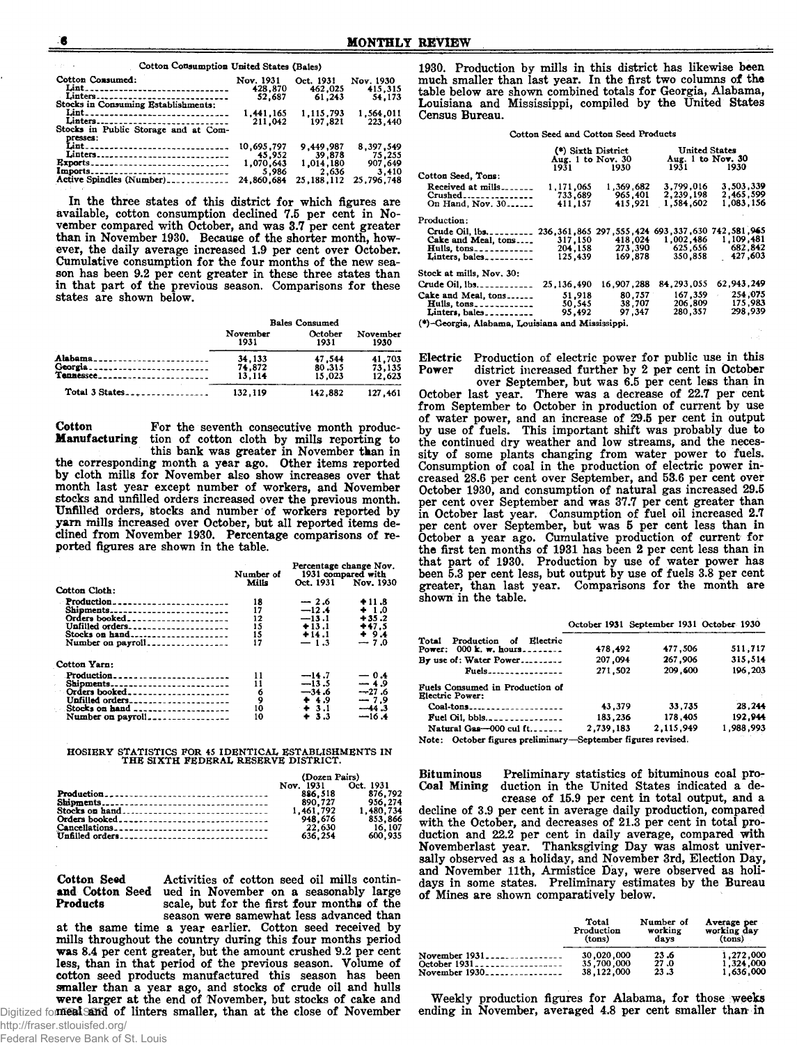Cotton Consumption United States (Bales)

| | Nov. 1931 | Oct. 1931 | Nov. 1930 |
|---|---|---|---|
| Cotton Consumed: | | | |
| Lint | 428,870 | 462,025 | 415,315 |
| Linters | 52,687 | 61,243 | 54,173 |
| Stocks in Consuming Establishments: | | | |
| Lint | 1,441,165 | 1,115,793 | 1,564,011 |
| Linters | 211,042 | 197,821 | 223,440 |
| Stocks in Public Storage and at Compresses: | | | |
| Lint | 10,695,797 | 9,449,987 | 8,397,549 |
| Linters | 45,952 | 39,878 | 75,255 |
| Exports | 1,070,643 | 1,014,180 | 907,649 |
| Imports | 5,986 | 2,636 | 3,410 |
| Active Spindles (Number) | 24,860,684 | 25,188,112 | 25,796,748 |

In the three states of this district for which figures are available, cotton consumption declined 7.5 per cent in November compared with October, and was 3.7 per cent greater than in November 1930. Because of the shorter month, however, the daily average increased 1.9 per cent over October. Cumulative consumption for the four months of the new season has been 9.2 per cent greater in these three states than in that part of the previous season. Comparisons for these states are shown below.

| | Bales Consumed | | |
|---|---|---|---|
| | November 1931 | October 1931 | November 1930 |
| Alabama | 34,133 | 47,544 | 41,703 |
| Georgia | 74,872 | 80,315 | 73,135 |
| Tennessee | 13,114 | 15,023 | 12,623 |
| Total 3 States | 132,119 | 142,882 | 127,461 |

**Cotton Manufacturing** For the seventh consecutive month production of cotton cloth by mills reporting to this bank was greater in November than in the corresponding month a year ago. Other items reported by cloth mills for November also show increases over that month last year except number of workers, and November stocks and unfilled orders increased over the previous month. Unfilled orders, stocks and number of workers reported by yarn mills increased over October, but all reported items declined from November 1930. Percentage comparisons of reported figures are shown in the table.

| | Number of Mills | Percentage change Nov. 1931 compared with | |
|---|---|---|---|
| | | Oct. 1931 | Nov. 1930 |
| Cotton Cloth: | | | |
| Production | 18 | — 2.6 | +11.8 |
| Shipments | 17 | —12.4 | + 1.0 |
| Orders booked | 12 | —13.1 | +35.2 |
| Unfilled orders | 15 | +13.1 | +47.5 |
| Stocks on hand | 15 | +14.1 | + 9.4 |
| Number on payroll | 17 | — 1.3 | — 7.0 |
| Cotton Yarn: | | | |
| Production | 11 | —14.7 | — 0.4 |
| Shipments | 11 | —13.5 | — 4.9 |
| Orders booked | 6 | —34.6 | —27.6 |
| Unfilled orders | 9 | + 4.9 | — 7.9 |
| Stocks on hand | 10 | + 3.1 | —44.3 |
| Number on payroll | 10 | + 3.3 | —16.4 |

HOSIERY STATISTICS FOR 45 IDENTICAL ESTABLISHMENTS IN THE SIXTH FEDERAL RESERVE DISTRICT.

| | (Dozen Pairs) | |
|---|---|---|
| | Nov. 1931 | Oct. 1931 |
| Production | 886,518 | 876,792 |
| Shipments | 890,727 | 956,274 |
| Stocks on hand | 1,461,792 | 1,480,734 |
| Orders booked | 948,676 | 853,866 |
| Cancellations | 22,630 | 16,107 |
| Unfilled orders | 636,254 | 600,935 |

**Cotton Seed and Cotton Seed Products** Activities of cotton seed oil mills continued in November on a seasonably large scale, but for the first four months of the season were somewhat less advanced than at the same time a year earlier. Cotton seed received by mills throughout the country during this four months period was 8.4 per cent greater, but the amount crushed 9.2 per cent less, than in that period of the previous season. Volume of cotton seed products manufactured this season has been smaller than a year ago, and stocks of crude oil and hulls were larger at the end of November, but stocks of cake and meal and of linters smaller, than at the close of November 1930. Production by mills in this district has likewise been much smaller than last year. In the first two columns of the table below are shown combined totals for Georgia, Alabama, Louisiana and Mississippi, compiled by the United States Census Bureau.

Cotton Seed and Cotton Seed Products

| | (\*) Sixth District Aug. 1 to Nov. 30 | | United States Aug. 1 to Nov. 30 | |
|---|---|---|---|---|
| | 1931 | 1930 | 1931 | 1930 |
| Cotton Seed, Tons: | | | | |
| Received at mills | 1,171,065 | 1,369,682 | 3,799,016 | 3,503,339 |
| Crushed | 733,689 | 965,401 | 2,239,198 | 2,465,599 |
| On Hand, Nov. 30 | 411,157 | 415,921 | 1,584,602 | 1,083,156 |
| Production: | | | | |
| Crude Oil, lbs. | 236,361,865 | 297,555,424 | 693,337,630 | 742,581,965 |
| Cake and Meal, tons | 317,150 | 418,024 | 1,002,486 | 1,109,481 |
| Hulls, tons | 204,158 | 273,390 | 625,656 | 682,842 |
| Linters, bales | 125,439 | 169,878 | 350,858 | 427,603 |
| Stock at mills, Nov. 30: | | | | |
| Crude Oil, lbs. | 25,136,490 | 16,907,288 | 84,293,055 | 62,943,249 |
| Cake and Meal, tons | 51,918 | 80,757 | 167,359 | 254,075 |
| Hulls, tons | 50,545 | 38,707 | 206,809 | 175,983 |
| Linters, bales | 95,492 | 97,347 | 280,357 | 298,939 |

(\*)—Georgia, Alabama, Louisiana and Mississippi.

**Electric Power** Production of electric power for public use in this district increased further by 2 per cent in October over September, but was 6.5 per cent less than in October last year. There was a decrease of 22.7 per cent from September to October in production of current by use of water power, and an increase of 29.5 per cent in output by use of fuels. This important shift was probably due to the continued dry weather and low streams, and the necessity of some plants changing from water power to fuels. Consumption of coal in the production of electric power increased 28.6 per cent over September, and 53.6 per cent over October 1930, and consumption of natural gas increased 29.5 per cent over September and was 37.7 per cent greater than in October last year. Consumption of fuel oil increased 2.7 per cent over September, but was 5 per cent less than in October a year ago. Cumulative production of current for the first ten months of 1931 has been 2 per cent less than in that part of 1930. Production by use of water power has been 5.3 per cent less, but output by use of fuels 3.8 per cent greater, than last year. Comparisons for the month are shown in the table.

| | October 1931 | September 1931 | October 1930 |
|---|---|---|---|
| Total Production of Electric Power: 000 k. w. hours | 478,492 | 477,506 | 511,717 |
| By use of: Water Power | 207,094 | 267,906 | 315,514 |
| Fuels | 271,502 | 209,600 | 196,203 |
| Fuels Consumed in Production of Electric Power: | | | |
| Coal-tons | 43,379 | 33,735 | 28,244 |
| Fuel Oil, bbls. | 183,236 | 178,405 | 192,944 |
| Natural Gas—000 cu. ft. | 2,739,183 | 2,115,949 | 1,988,993 |

Note: October figures preliminary—September figures revised.

**Bituminous Coal Mining** Preliminary statistics of bituminous coal production in the United States indicated a decrease of 15.9 per cent in total output, and a decline of 3.9 per cent in average daily production, compared with the October, and decreases of 21.3 per cent in total production and 22.2 per cent in daily average, compared with Novemberlast year. Thanksgiving Day was almost universally observed as a holiday, and November 3rd, Election Day, and November 11th, Armistice Day, were observed as holidays in some states. Preliminary estimates by the Bureau of Mines are shown comparatively below.

| | Total Production (tons) | Number of working days | Average per working day (tons) |
|---|---|---|---|
| November 1931 | 30,020,000 | 23.6 | 1,272,000 |
| October 1931 | 35,700,000 | 27.0 | 1,324,000 |
| November 1930 | 38,122,000 | 23.3 | 1,636,000 |

Weekly production figures for Alabama, for those weeks ending in November, averaged 4.8 per cent smaller than in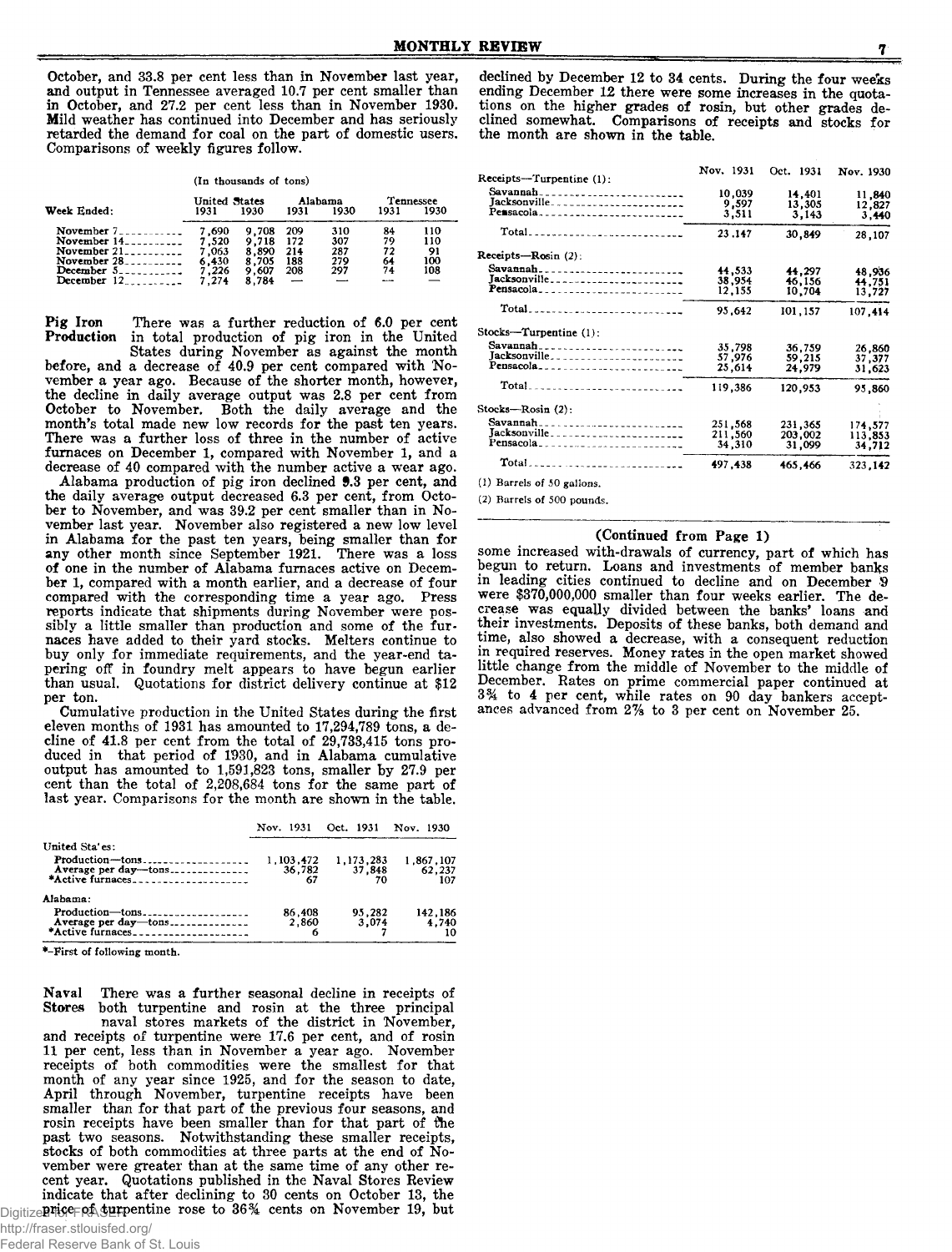October, and 33.8 per cent less than in November last year, and output in Tennessee averaged 10.7 per cent smaller than in October, and 27.2 per cent less than in November 1930. Mild weather has continued into December and has seriously retarded the demand for coal on the part of domestic users. Comparisons of weekly figures follow.

(In thousands of tons)

| Week Ended: | United States 1931 | United States 1930 | Alabama 1931 | Alabama 1930 | Tennessee 1931 | Tennessee 1930 |
|---|---|---|---|---|---|---|
| November 7 | 7,690 | 9,708 | 209 | 310 | 84 | 110 |
| November 14 | 7,520 | 9,718 | 172 | 307 | 79 | 110 |
| November 21 | 7,063 | 8,890 | 214 | 287 | 72 | 91 |
| November 28 | 6,430 | 8,705 | 188 | 279 | 64 | 100 |
| December 5 | 7,226 | 9,607 | 208 | 297 | 74 | 108 |
| December 12 | 7,274 | 8,784 | — | — | — | — |

**Pig Iron Production** There was a further reduction of 6.0 per cent in total production of pig iron in the United States during November as against the month before, and a decrease of 40.9 per cent compared with November a year ago. Because of the shorter month, however, the decline in daily average output was 2.8 per cent from October to November. Both the daily average and the month's total made new low records for the past ten years. There was a further loss of three in the number of active furnaces on December 1, compared with November 1, and a decrease of 40 compared with the number active a wear ago.

Alabama production of pig iron declined 9.3 per cent, and the daily average output decreased 6.3 per cent, from October to November, and was 39.2 per cent smaller than in November last year. November also registered a new low level in Alabama for the past ten years, being smaller than for any other month since September 1921. There was a loss of one in the number of Alabama furnaces active on December 1, compared with a month earlier, and a decrease of four compared with the corresponding time a year ago. Press reports indicate that shipments during November were possibly a little smaller than production and some of the furnaces have added to their yard stocks. Melters continue to buy only for immediate requirements, and the year-end tapering off in foundry melt appears to have begun earlier than usual. Quotations for district delivery continue at $12 per ton.

Cumulative production in the United States during the first eleven months of 1931 has amounted to 17,294,789 tons, a decline of 41.8 per cent from the total of 29,733,415 tons produced in that period of 1930, and in Alabama cumulative output has amounted to 1,591,823 tons, smaller by 27.9 per cent than the total of 2,208,684 tons for the same part of last year. Comparisons for the month are shown in the table.

| | Nov. 1931 | Oct. 1931 | Nov. 1930 |
|---|---|---|---|
| United States: | | | |
| Production—tons | 1,103,472 | 1,173,283 | 1,867,107 |
| Average per day—tons | 36,782 | 37,848 | 62,237 |
| *Active furnaces | 67 | 70 | 107 |
| Alabama: | | | |
| Production—tons | 86,408 | 95,282 | 142,186 |
| Average per day—tons | 2,860 | 3,074 | 4,740 |
| *Active furnaces | 6 | 7 | 10 |

*—First of following month.

**Naval Stores** There was a further seasonal decline in receipts of both turpentine and rosin at the three principal naval stores markets of the district in November, and receipts of turpentine were 17.6 per cent, and of rosin 11 per cent, less than in November a year ago. November receipts of both commodities were the smallest for that month of any year since 1925, and for the season to date, April through November, turpentine receipts have been smaller than for that part of the previous four seasons, and rosin receipts have been smaller than for that part of the past two seasons. Notwithstanding these smaller receipts, stocks of both commodities at three parts at the end of November were greater than at the same time of any other recent year. Quotations published in the Naval Stores Review indicate that after declining to 30 cents on October 13, the price of turpentine rose to 36¾ cents on November 19, but declined by December 12 to 34 cents. During the four weeks ending December 12 there were some increases in the quotations on the higher grades of rosin, but other grades declined somewhat. Comparisons of receipts and stocks for the month are shown in the table.

| | Nov. 1931 | Oct. 1931 | Nov. 1930 |
|---|---|---|---|
| Receipts—Turpentine (1): | | | |
| Savannah | 10,039 | 14,401 | 11,840 |
| Jacksonville | 9,597 | 13,305 | 12,827 |
| Pensacola | 3,511 | 3,143 | 3,440 |
| Total | 23,147 | 30,849 | 28,107 |
| Receipts—Rosin (2): | | | |
| Savannah | 44,533 | 44,297 | 48,936 |
| Jacksonville | 38,954 | 46,156 | 44,751 |
| Pensacola | 12,155 | 10,704 | 13,727 |
| Total | 95,642 | 101,157 | 107,414 |
| Stocks—Turpentine (1): | | | |
| Savannah | 35,798 | 36,759 | 26,860 |
| Jacksonville | 57,976 | 59,215 | 37,377 |
| Pensacola | 25,614 | 24,979 | 31,623 |
| Total | 119,386 | 120,953 | 95,860 |
| Stocks—Rosin (2): | | | |
| Savannah | 251,568 | 231,365 | 174,577 |
| Jacksonville | 211,560 | 203,002 | 113,853 |
| Pensacola | 34,310 | 31,099 | 34,712 |
| Total | 497,438 | 465,466 | 323,142 |

(1) Barrels of 50 gallons.

(2) Barrels of 500 pounds.

## (Continued from Page 1)

some increased with-drawals of currency, part of which has begun to return. Loans and investments of member banks in leading cities continued to decline and on December 9 were $370,000,000 smaller than four weeks earlier. The decrease was equally divided between the banks' loans and their investments. Deposits of these banks, both demand and time, also showed a decrease, with a consequent reduction in required reserves. Money rates in the open market showed little change from the middle of November to the middle of December. Rates on prime commercial paper continued at 3¾ to 4 per cent, while rates on 90 day bankers acceptances advanced from 2⅞ to 3 per cent on November 25.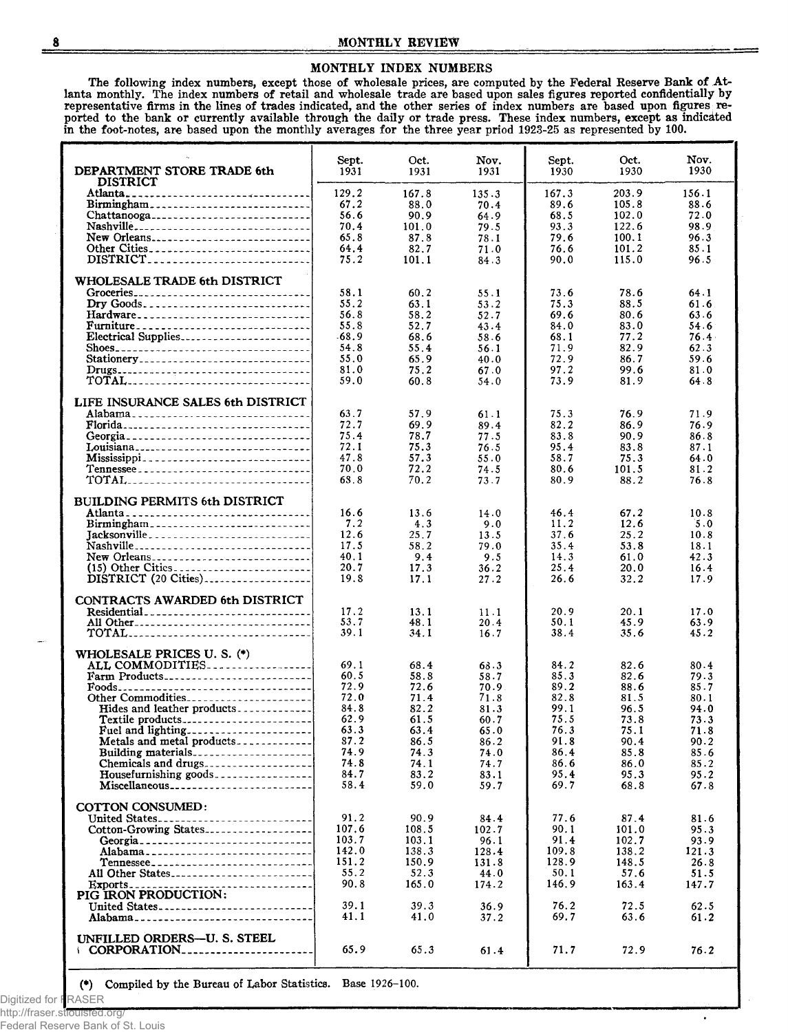## MONTHLY INDEX NUMBERS

The following index numbers, except those of wholesale prices, are computed by the Federal Reserve Bank of Atlanta monthly. The index numbers of retail and wholesale trade are based upon sales figures reported confidentially by representative firms in the lines of trades indicated, and the other series of index numbers are based upon figures reported to the bank or currently available through the daily or trade press. These index numbers, except as indicated in the foot-notes, are based upon the monthly averages for the three year priod 1923-25 as represented by 100.

| | Sept. 1931 | Oct. 1931 | Nov. 1931 | Sept. 1930 | Oct. 1930 | Nov. 1930 |
|---|---|---|---|---|---|---|
| **DEPARTMENT STORE TRADE 6th DISTRICT** | | | | | | |
| Atlanta | 129.2 | 167.8 | 135.3 | 167.3 | 203.9 | 156.1 |
| Birmingham | 67.2 | 88.0 | 70.4 | 89.6 | 105.8 | 88.6 |
| Chattanooga | 56.6 | 90.9 | 64.9 | 68.5 | 102.0 | 72.0 |
| Nashville | 70.4 | 101.0 | 79.5 | 93.3 | 122.6 | 98.9 |
| New Orleans | 65.8 | 87.8 | 78.1 | 79.6 | 100.1 | 96.3 |
| Other Cities | 64.4 | 82.7 | 71.0 | 76.6 | 101.2 | 85.1 |
| DISTRICT | 75.2 | 101.1 | 84.3 | 90.0 | 115.0 | 96.5 |
| **WHOLESALE TRADE 6th DISTRICT** | | | | | | |
| Groceries | 58.1 | 60.2 | 55.1 | 73.6 | 78.6 | 64.1 |
| Dry Goods | 55.2 | 63.1 | 53.2 | 75.3 | 88.5 | 61.6 |
| Hardware | 56.8 | 58.2 | 52.7 | 69.6 | 80.6 | 63.6 |
| Furniture | 55.8 | 52.7 | 43.4 | 84.0 | 83.0 | 54.6 |
| Electrical Supplies | 68.9 | 68.6 | 58.6 | 68.1 | 77.2 | 76.4 |
| Shoes | 54.8 | 55.4 | 56.1 | 71.9 | 82.9 | 62.3 |
| Stationery | 55.0 | 65.9 | 40.0 | 72.9 | 86.7 | 59.6 |
| Drugs | 81.0 | 75.2 | 67.0 | 97.2 | 99.6 | 81.0 |
| TOTAL | 59.0 | 60.8 | 54.0 | 73.9 | 81.9 | 64.8 |
| **LIFE INSURANCE SALES 6th DISTRICT** | | | | | | |
| Alabama | 63.7 | 57.9 | 61.1 | 75.3 | 76.9 | 71.9 |
| Florida | 72.7 | 69.9 | 89.4 | 82.2 | 86.9 | 76.9 |
| Georgia | 75.4 | 78.7 | 77.5 | 83.8 | 90.9 | 86.8 |
| Louisiana | 72.1 | 75.3 | 76.5 | 95.4 | 83.8 | 87.1 |
| Mississippi | 47.8 | 57.3 | 55.0 | 58.7 | 75.3 | 64.0 |
| Tennessee | 70.0 | 72.2 | 74.5 | 80.6 | 101.5 | 81.2 |
| TOTAL | 68.8 | 70.2 | 73.7 | 80.9 | 88.2 | 76.8 |
| **BUILDING PERMITS 6th DISTRICT** | | | | | | |
| Atlanta | 16.6 | 13.6 | 14.0 | 46.4 | 67.2 | 10.8 |
| Birmingham | 7.2 | 4.3 | 9.0 | 11.2 | 12.6 | 5.0 |
| Jacksonville | 12.6 | 25.7 | 13.5 | 37.6 | 25.2 | 10.8 |
| Nashville | 17.5 | 58.2 | 79.0 | 35.4 | 53.8 | 18.1 |
| New Orleans | 40.1 | 9.4 | 9.5 | 14.3 | 61.0 | 42.3 |
| (15) Other Cities | 20.7 | 17.3 | 36.2 | 25.4 | 20.0 | 16.4 |
| DISTRICT (20 Cities) | 19.8 | 17.1 | 27.2 | 26.6 | 32.2 | 17.9 |
| **CONTRACTS AWARDED 6th DISTRICT** | | | | | | |
| Residential | 17.2 | 13.1 | 11.1 | 20.9 | 20.1 | 17.0 |
| All Other | 53.7 | 48.1 | 20.4 | 50.1 | 45.9 | 63.9 |
| TOTAL | 39.1 | 34.1 | 16.7 | 38.4 | 35.6 | 45.2 |
| **WHOLESALE PRICES U. S. (*)** | | | | | | |
| ALL COMMODITIES | 69.1 | 68.4 | 68.3 | 84.2 | 82.6 | 80.4 |
| Farm Products | 60.5 | 58.8 | 58.7 | 85.3 | 82.6 | 79.3 |
| Foods | 72.9 | 72.6 | 70.9 | 89.2 | 88.6 | 85.7 |
| Other Commodities | 72.0 | 71.4 | 71.8 | 82.8 | 81.5 | 80.1 |
| Hides and leather products | 84.8 | 82.2 | 81.3 | 99.1 | 96.5 | 94.0 |
| Textile products | 62.9 | 61.5 | 60.7 | 75.5 | 73.8 | 73.3 |
| Fuel and lighting | 63.3 | 63.4 | 65.0 | 76.3 | 75.1 | 71.8 |
| Metals and metal products | 87.2 | 86.5 | 86.2 | 91.8 | 90.4 | 90.2 |
| Building materials | 74.9 | 74.3 | 74.0 | 86.4 | 85.8 | 85.6 |
| Chemicals and drugs | 74.8 | 74.1 | 74.7 | 86.6 | 86.0 | 85.2 |
| Housefurnishing goods | 84.7 | 83.2 | 83.1 | 95.4 | 95.3 | 95.2 |
| Miscellaneous | 58.4 | 59.0 | 59.7 | 69.7 | 68.8 | 67.8 |
| **COTTON CONSUMED:** | | | | | | |
| United States | 91.2 | 90.9 | 84.4 | 77.6 | 87.4 | 81.6 |
| Cotton-Growing States | 107.6 | 108.5 | 102.7 | 90.1 | 101.0 | 95.3 |
| Georgia | 103.7 | 103.1 | 96.1 | 91.4 | 102.7 | 93.9 |
| Alabama | 142.0 | 138.3 | 128.4 | 109.8 | 138.2 | 121.3 |
| Tennessee | 151.2 | 150.9 | 131.8 | 128.9 | 148.5 | 26.8 |
| All Other States | 55.2 | 52.3 | 44.0 | 50.1 | 57.6 | 51.5 |
| Exports | 90.8 | 165.0 | 174.2 | 146.9 | 163.4 | 147.7 |
| **PIG IRON PRODUCTION:** | | | | | | |
| United States | 39.1 | 39.3 | 36.9 | 76.2 | 72.5 | 62.5 |
| Alabama | 41.1 | 41.0 | 37.2 | 69.7 | 63.6 | 61.2 |
| **UNFILLED ORDERS—U. S. STEEL CORPORATION** | 65.9 | 65.3 | 61.4 | 71.7 | 72.9 | 76.2 |

(*) Compiled by the Bureau of Labor Statistics. Base 1926-100.